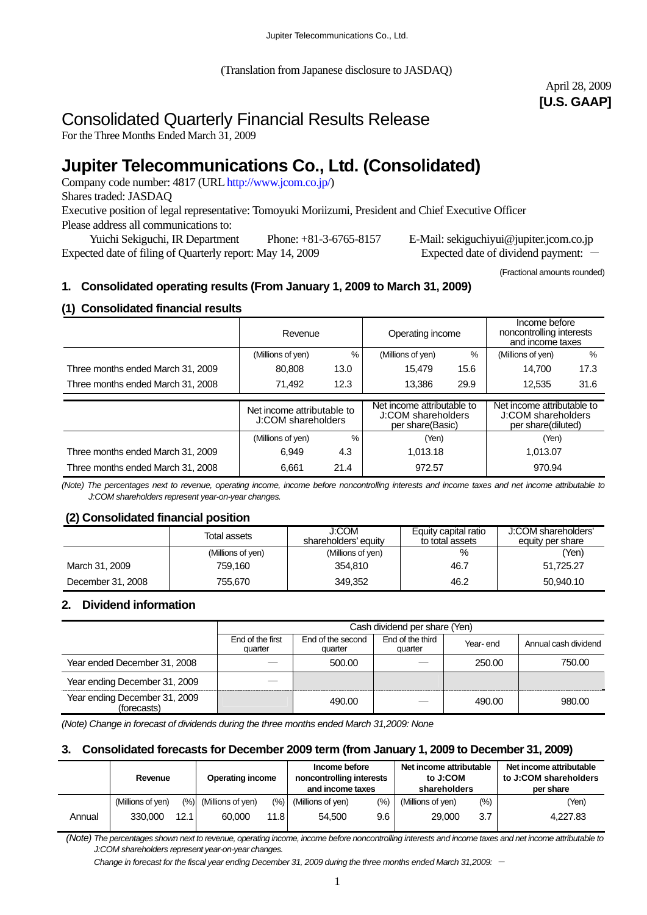(Translation from Japanese disclosure to JASDAQ)

April 28, 2009
**[U.S. GAAP]**

# Consolidated Quarterly Financial Results Release

For the Three Months Ended March 31, 2009

# Jupiter Telecommunications Co., Ltd. (Consolidated)

Company code number: 4817 (URL http://www.jcom.co.jp/)
Shares traded: JASDAQ
Executive position of legal representative: Tomoyuki Moriizumi, President and Chief Executive Officer
Please address all communications to:
Yuichi Sekiguchi, IR Department Phone: +81-3-6765-8157 E-Mail: sekiguchiyui@jupiter.jcom.co.jp
Expected date of filing of Quarterly report: May 14, 2009 Expected date of dividend payment: －

(Fractional amounts rounded)

## 1. Consolidated operating results (From January 1, 2009 to March 31, 2009)

### (1) Consolidated financial results

| | Revenue | | Operating income | | Income before noncontrolling interests and income taxes | |
|---|---|---|---|---|---|---|
| | (Millions of yen) | % | (Millions of yen) | % | (Millions of yen) | % |
| Three months ended March 31, 2009 | 80,808 | 13.0 | 15,479 | 15.6 | 14,700 | 17.3 |
| Three months ended March 31, 2008 | 71,492 | 12.3 | 13,386 | 29.9 | 12,535 | 31.6 |

| | Net income attributable to J:COM shareholders | | Net income attributable to J:COM shareholders per share(Basic) | Net income attributable to J:COM shareholders per share(diluted) |
|---|---|---|---|---|
| | (Millions of yen) | % | (Yen) | (Yen) |
| Three months ended March 31, 2009 | 6,949 | 4.3 | 1,013.18 | 1,013.07 |
| Three months ended March 31, 2008 | 6,661 | 21.4 | 972.57 | 970.94 |

*(Note) The percentages next to revenue, operating income, income before noncontrolling interests and income taxes and net income attributable to J:COM shareholders represent year-on-year changes.*

### (2) Consolidated financial position

| | Total assets | J:COM shareholders' equity | Equity capital ratio to total assets | J:COM shareholders' equity per share |
|---|---|---|---|---|
| | (Millions of yen) | (Millions of yen) | % | (Yen) |
| March 31, 2009 | 759,160 | 354,810 | 46.7 | 51,725.27 |
| December 31, 2008 | 755,670 | 349,352 | 46.2 | 50,940.10 |

## 2. Dividend information

| | Cash dividend per share (Yen) | | | | |
|---|---|---|---|---|---|
| | End of the first quarter | End of the second quarter | End of the third quarter | Year- end | Annual cash dividend |
| Year ended December 31, 2008 | — | 500.00 | — | 250.00 | 750.00 |
| Year ending December 31, 2009 | — | | | | |
| Year ending December 31, 2009 (forecasts) | | 490.00 | — | 490.00 | 980.00 |

*(Note) Change in forecast of dividends during the three months ended March 31,2009: None*

## 3. Consolidated forecasts for December 2009 term (from January 1, 2009 to December 31, 2009)

| | Revenue | | Operating income | | Income before noncontrolling interests and income taxes | | Net income attributable to J:COM shareholders | | Net income attributable to J:COM shareholders per share |
|---|---|---|---|---|---|---|---|---|---|
| | (Millions of yen) | (%) | (Millions of yen) | (%) | (Millions of yen) | (%) | (Millions of yen) | (%) | (Yen) |
| Annual | 330,000 | 12.1 | 60,000 | 11.8 | 54,500 | 9.6 | 29,000 | 3.7 | 4,227.83 |

*(Note) The percentages shown next to revenue, operating income, income before noncontrolling interests and income taxes and net income attributable to J:COM shareholders represent year-on-year changes.*

*Change in forecast for the fiscal year ending December 31, 2009 during the three months ended March 31,2009:* －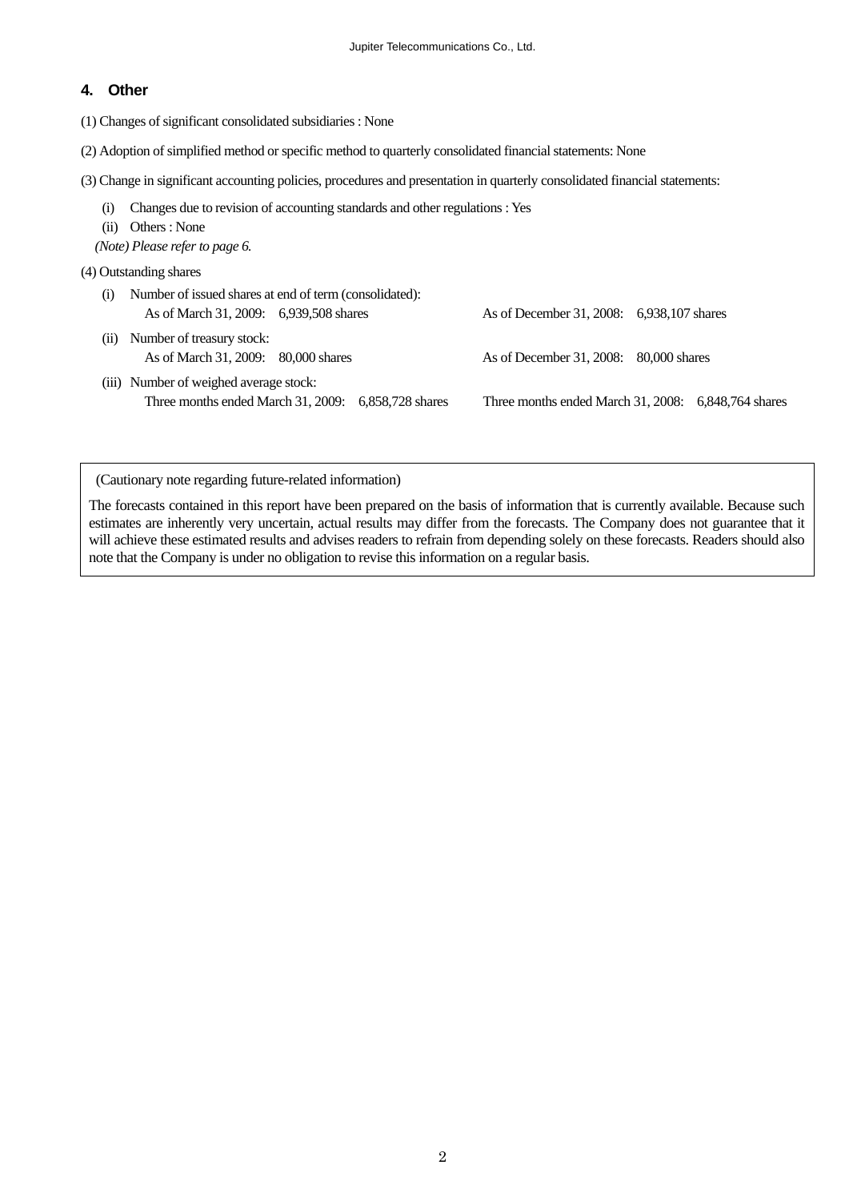## 4. Other

(1) Changes of significant consolidated subsidiaries : None

(2) Adoption of simplified method or specific method to quarterly consolidated financial statements: None

(3) Change in significant accounting policies, procedures and presentation in quarterly consolidated financial statements:

- (i) Changes due to revision of accounting standards and other regulations : Yes
- (ii) Others : None

*(Note) Please refer to page 6.*

(4) Outstanding shares

- (i) Number of issued shares at end of term (consolidated):
  As of March 31, 2009: 6,939,508 shares    As of December 31, 2008: 6,938,107 shares
- (ii) Number of treasury stock:
  As of March 31, 2009: 80,000 shares    As of December 31, 2008: 80,000 shares
- (iii) Number of weighed average stock:
  Three months ended March 31, 2009: 6,858,728 shares    Three months ended March 31, 2008: 6,848,764 shares

(Cautionary note regarding future-related information)

The forecasts contained in this report have been prepared on the basis of information that is currently available. Because such estimates are inherently very uncertain, actual results may differ from the forecasts. The Company does not guarantee that it will achieve these estimated results and advises readers to refrain from depending solely on these forecasts. Readers should also note that the Company is under no obligation to revise this information on a regular basis.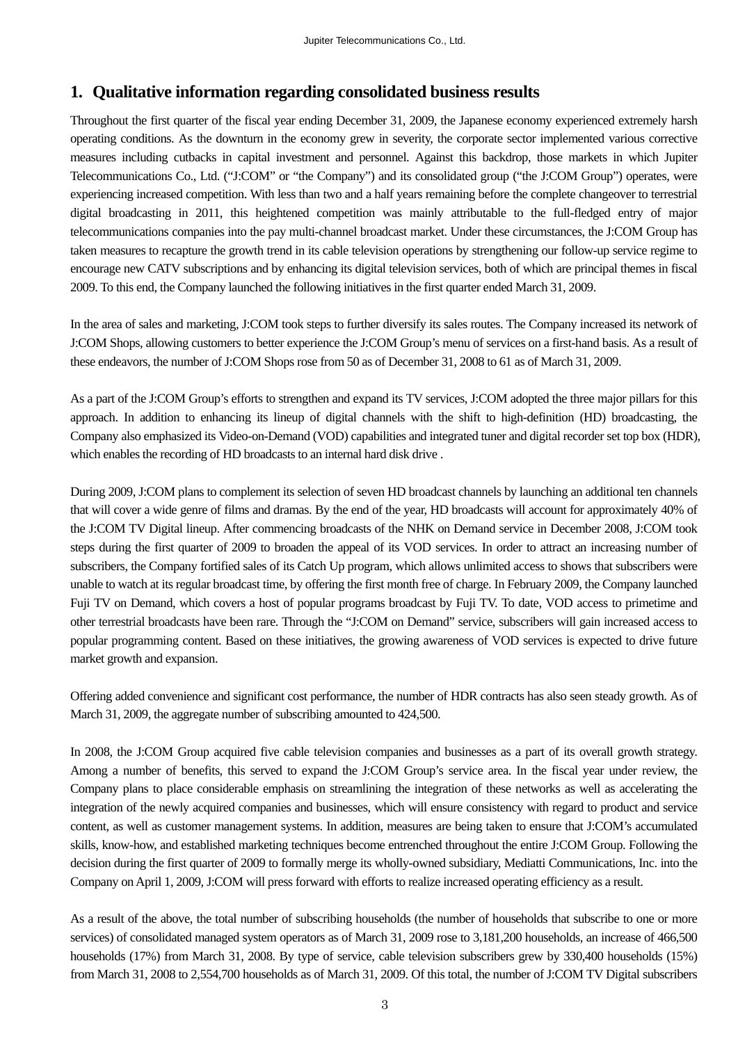## 1. Qualitative information regarding consolidated business results

Throughout the first quarter of the fiscal year ending December 31, 2009, the Japanese economy experienced extremely harsh operating conditions. As the downturn in the economy grew in severity, the corporate sector implemented various corrective measures including cutbacks in capital investment and personnel. Against this backdrop, those markets in which Jupiter Telecommunications Co., Ltd. ("J:COM" or "the Company") and its consolidated group ("the J:COM Group") operates, were experiencing increased competition. With less than two and a half years remaining before the complete changeover to terrestrial digital broadcasting in 2011, this heightened competition was mainly attributable to the full-fledged entry of major telecommunications companies into the pay multi-channel broadcast market. Under these circumstances, the J:COM Group has taken measures to recapture the growth trend in its cable television operations by strengthening our follow-up service regime to encourage new CATV subscriptions and by enhancing its digital television services, both of which are principal themes in fiscal 2009. To this end, the Company launched the following initiatives in the first quarter ended March 31, 2009.

In the area of sales and marketing, J:COM took steps to further diversify its sales routes. The Company increased its network of J:COM Shops, allowing customers to better experience the J:COM Group's menu of services on a first-hand basis. As a result of these endeavors, the number of J:COM Shops rose from 50 as of December 31, 2008 to 61 as of March 31, 2009.

As a part of the J:COM Group's efforts to strengthen and expand its TV services, J:COM adopted the three major pillars for this approach. In addition to enhancing its lineup of digital channels with the shift to high-definition (HD) broadcasting, the Company also emphasized its Video-on-Demand (VOD) capabilities and integrated tuner and digital recorder set top box (HDR), which enables the recording of HD broadcasts to an internal hard disk drive .

During 2009, J:COM plans to complement its selection of seven HD broadcast channels by launching an additional ten channels that will cover a wide genre of films and dramas. By the end of the year, HD broadcasts will account for approximately 40% of the J:COM TV Digital lineup. After commencing broadcasts of the NHK on Demand service in December 2008, J:COM took steps during the first quarter of 2009 to broaden the appeal of its VOD services. In order to attract an increasing number of subscribers, the Company fortified sales of its Catch Up program, which allows unlimited access to shows that subscribers were unable to watch at its regular broadcast time, by offering the first month free of charge. In February 2009, the Company launched Fuji TV on Demand, which covers a host of popular programs broadcast by Fuji TV. To date, VOD access to primetime and other terrestrial broadcasts have been rare. Through the "J:COM on Demand" service, subscribers will gain increased access to popular programming content. Based on these initiatives, the growing awareness of VOD services is expected to drive future market growth and expansion.

Offering added convenience and significant cost performance, the number of HDR contracts has also seen steady growth. As of March 31, 2009, the aggregate number of subscribing amounted to 424,500.

In 2008, the J:COM Group acquired five cable television companies and businesses as a part of its overall growth strategy. Among a number of benefits, this served to expand the J:COM Group's service area. In the fiscal year under review, the Company plans to place considerable emphasis on streamlining the integration of these networks as well as accelerating the integration of the newly acquired companies and businesses, which will ensure consistency with regard to product and service content, as well as customer management systems. In addition, measures are being taken to ensure that J:COM's accumulated skills, know-how, and established marketing techniques become entrenched throughout the entire J:COM Group. Following the decision during the first quarter of 2009 to formally merge its wholly-owned subsidiary, Mediatti Communications, Inc. into the Company on April 1, 2009, J:COM will press forward with efforts to realize increased operating efficiency as a result.

As a result of the above, the total number of subscribing households (the number of households that subscribe to one or more services) of consolidated managed system operators as of March 31, 2009 rose to 3,181,200 households, an increase of 466,500 households (17%) from March 31, 2008. By type of service, cable television subscribers grew by 330,400 households (15%) from March 31, 2008 to 2,554,700 households as of March 31, 2009. Of this total, the number of J:COM TV Digital subscribers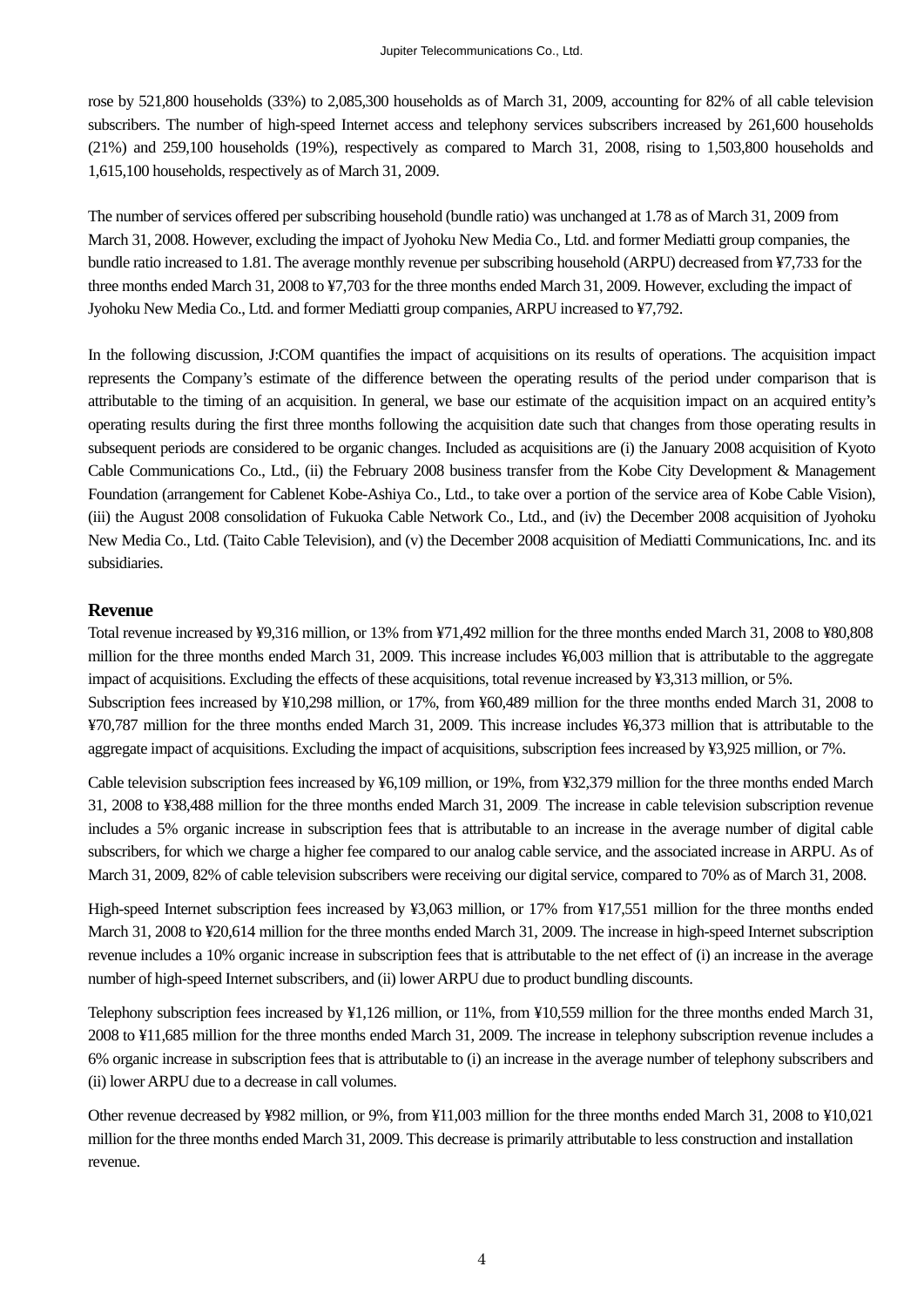rose by 521,800 households (33%) to 2,085,300 households as of March 31, 2009, accounting for 82% of all cable television subscribers. The number of high-speed Internet access and telephony services subscribers increased by 261,600 households (21%) and 259,100 households (19%), respectively as compared to March 31, 2008, rising to 1,503,800 households and 1,615,100 households, respectively as of March 31, 2009.

The number of services offered per subscribing household (bundle ratio) was unchanged at 1.78 as of March 31, 2009 from March 31, 2008. However, excluding the impact of Jyohoku New Media Co., Ltd. and former Mediatti group companies, the bundle ratio increased to 1.81. The average monthly revenue per subscribing household (ARPU) decreased from ¥7,733 for the three months ended March 31, 2008 to ¥7,703 for the three months ended March 31, 2009. However, excluding the impact of Jyohoku New Media Co., Ltd. and former Mediatti group companies, ARPU increased to ¥7,792.

In the following discussion, J:COM quantifies the impact of acquisitions on its results of operations. The acquisition impact represents the Company's estimate of the difference between the operating results of the period under comparison that is attributable to the timing of an acquisition. In general, we base our estimate of the acquisition impact on an acquired entity's operating results during the first three months following the acquisition date such that changes from those operating results in subsequent periods are considered to be organic changes. Included as acquisitions are (i) the January 2008 acquisition of Kyoto Cable Communications Co., Ltd., (ii) the February 2008 business transfer from the Kobe City Development & Management Foundation (arrangement for Cablenet Kobe-Ashiya Co., Ltd., to take over a portion of the service area of Kobe Cable Vision), (iii) the August 2008 consolidation of Fukuoka Cable Network Co., Ltd., and (iv) the December 2008 acquisition of Jyohoku New Media Co., Ltd. (Taito Cable Television), and (v) the December 2008 acquisition of Mediatti Communications, Inc. and its subsidiaries.

## Revenue

Total revenue increased by ¥9,316 million, or 13% from ¥71,492 million for the three months ended March 31, 2008 to ¥80,808 million for the three months ended March 31, 2009. This increase includes ¥6,003 million that is attributable to the aggregate impact of acquisitions. Excluding the effects of these acquisitions, total revenue increased by ¥3,313 million, or 5%.
Subscription fees increased by ¥10,298 million, or 17%, from ¥60,489 million for the three months ended March 31, 2008 to ¥70,787 million for the three months ended March 31, 2009. This increase includes ¥6,373 million that is attributable to the aggregate impact of acquisitions. Excluding the impact of acquisitions, subscription fees increased by ¥3,925 million, or 7%.

Cable television subscription fees increased by ¥6,109 million, or 19%, from ¥32,379 million for the three months ended March 31, 2008 to ¥38,488 million for the three months ended March 31, 2009. The increase in cable television subscription revenue includes a 5% organic increase in subscription fees that is attributable to an increase in the average number of digital cable subscribers, for which we charge a higher fee compared to our analog cable service, and the associated increase in ARPU. As of March 31, 2009, 82% of cable television subscribers were receiving our digital service, compared to 70% as of March 31, 2008.

High-speed Internet subscription fees increased by ¥3,063 million, or 17% from ¥17,551 million for the three months ended March 31, 2008 to ¥20,614 million for the three months ended March 31, 2009. The increase in high-speed Internet subscription revenue includes a 10% organic increase in subscription fees that is attributable to the net effect of (i) an increase in the average number of high-speed Internet subscribers, and (ii) lower ARPU due to product bundling discounts.

Telephony subscription fees increased by ¥1,126 million, or 11%, from ¥10,559 million for the three months ended March 31, 2008 to ¥11,685 million for the three months ended March 31, 2009. The increase in telephony subscription revenue includes a 6% organic increase in subscription fees that is attributable to (i) an increase in the average number of telephony subscribers and (ii) lower ARPU due to a decrease in call volumes.

Other revenue decreased by ¥982 million, or 9%, from ¥11,003 million for the three months ended March 31, 2008 to ¥10,021 million for the three months ended March 31, 2009. This decrease is primarily attributable to less construction and installation revenue.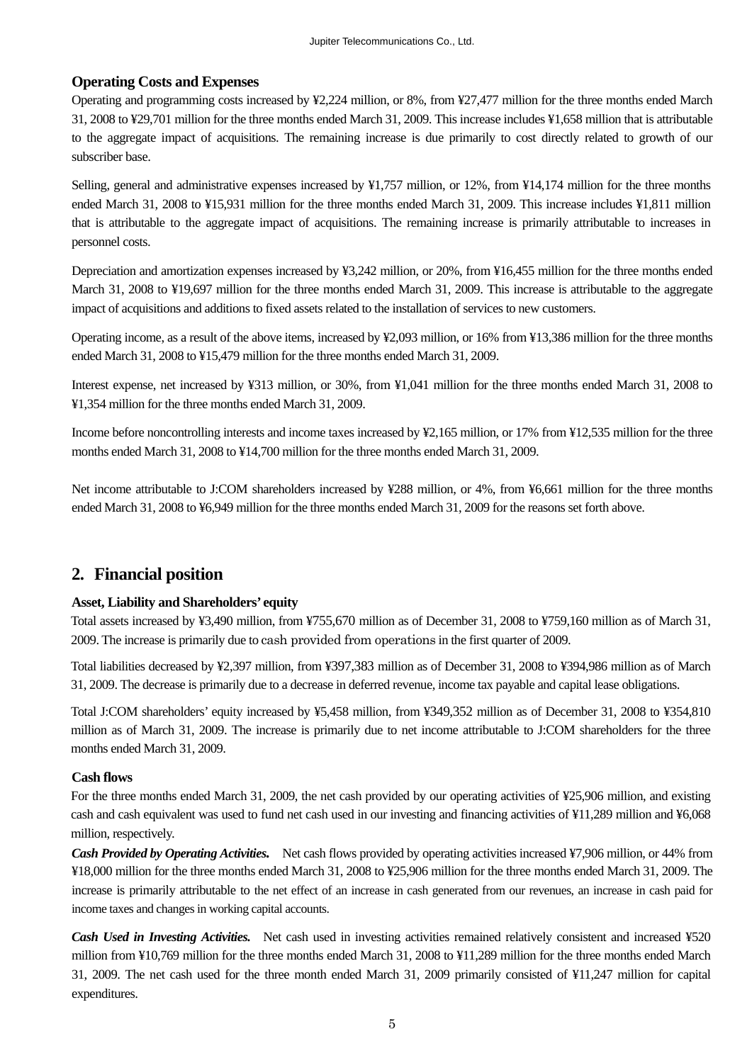### Operating Costs and Expenses

Operating and programming costs increased by ¥2,224 million, or 8%, from ¥27,477 million for the three months ended March 31, 2008 to ¥29,701 million for the three months ended March 31, 2009. This increase includes ¥1,658 million that is attributable to the aggregate impact of acquisitions. The remaining increase is due primarily to cost directly related to growth of our subscriber base.

Selling, general and administrative expenses increased by ¥1,757 million, or 12%, from ¥14,174 million for the three months ended March 31, 2008 to ¥15,931 million for the three months ended March 31, 2009. This increase includes ¥1,811 million that is attributable to the aggregate impact of acquisitions. The remaining increase is primarily attributable to increases in personnel costs.

Depreciation and amortization expenses increased by ¥3,242 million, or 20%, from ¥16,455 million for the three months ended March 31, 2008 to ¥19,697 million for the three months ended March 31, 2009. This increase is attributable to the aggregate impact of acquisitions and additions to fixed assets related to the installation of services to new customers.

Operating income, as a result of the above items, increased by ¥2,093 million, or 16% from ¥13,386 million for the three months ended March 31, 2008 to ¥15,479 million for the three months ended March 31, 2009.

Interest expense, net increased by ¥313 million, or 30%, from ¥1,041 million for the three months ended March 31, 2008 to ¥1,354 million for the three months ended March 31, 2009.

Income before noncontrolling interests and income taxes increased by ¥2,165 million, or 17% from ¥12,535 million for the three months ended March 31, 2008 to ¥14,700 million for the three months ended March 31, 2009.

Net income attributable to J:COM shareholders increased by ¥288 million, or 4%, from ¥6,661 million for the three months ended March 31, 2008 to ¥6,949 million for the three months ended March 31, 2009 for the reasons set forth above.

## 2. Financial position

#### Asset, Liability and Shareholders' equity

Total assets increased by ¥3,490 million, from ¥755,670 million as of December 31, 2008 to ¥759,160 million as of March 31, 2009. The increase is primarily due to cash provided from operations in the first quarter of 2009.

Total liabilities decreased by ¥2,397 million, from ¥397,383 million as of December 31, 2008 to ¥394,986 million as of March 31, 2009. The decrease is primarily due to a decrease in deferred revenue, income tax payable and capital lease obligations.

Total J:COM shareholders' equity increased by ¥5,458 million, from ¥349,352 million as of December 31, 2008 to ¥354,810 million as of March 31, 2009. The increase is primarily due to net income attributable to J:COM shareholders for the three months ended March 31, 2009.

#### Cash flows

For the three months ended March 31, 2009, the net cash provided by our operating activities of ¥25,906 million, and existing cash and cash equivalent was used to fund net cash used in our investing and financing activities of ¥11,289 million and ¥6,068 million, respectively.

***Cash Provided by Operating Activities.*** Net cash flows provided by operating activities increased ¥7,906 million, or 44% from ¥18,000 million for the three months ended March 31, 2008 to ¥25,906 million for the three months ended March 31, 2009. The increase is primarily attributable to the net effect of an increase in cash generated from our revenues, an increase in cash paid for income taxes and changes in working capital accounts.

***Cash Used in Investing Activities.*** Net cash used in investing activities remained relatively consistent and increased ¥520 million from ¥10,769 million for the three months ended March 31, 2008 to ¥11,289 million for the three months ended March 31, 2009. The net cash used for the three month ended March 31, 2009 primarily consisted of ¥11,247 million for capital expenditures.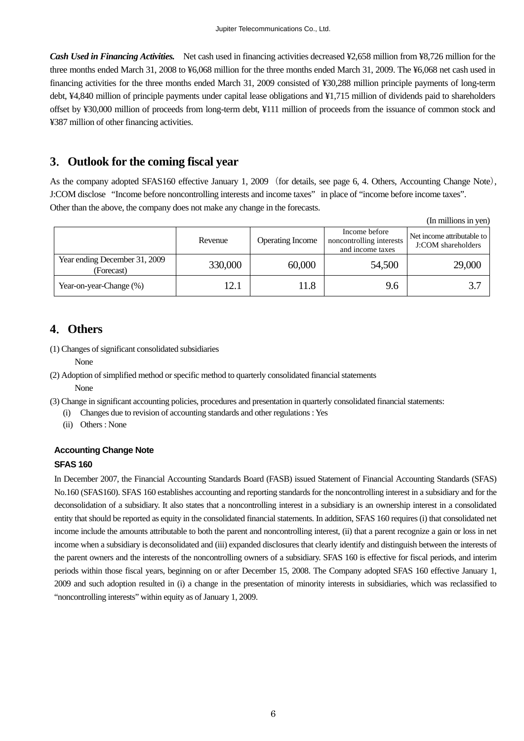***Cash Used in Financing Activities.*** Net cash used in financing activities decreased ¥2,658 million from ¥8,726 million for the three months ended March 31, 2008 to ¥6,068 million for the three months ended March 31, 2009. The ¥6,068 net cash used in financing activities for the three months ended March 31, 2009 consisted of ¥30,288 million principle payments of long-term debt, ¥4,840 million of principle payments under capital lease obligations and ¥1,715 million of dividends paid to shareholders offset by ¥30,000 million of proceeds from long-term debt, ¥111 million of proceeds from the issuance of common stock and ¥387 million of other financing activities.

## 3. Outlook for the coming fiscal year

As the company adopted SFAS160 effective January 1, 2009 （for details, see page 6, 4. Others, Accounting Change Note）, J:COM disclose "Income before noncontrolling interests and income taxes" in place of "income before income taxes". Other than the above, the company does not make any change in the forecasts.

(In millions in yen)

| | Revenue | Operating Income | Income before noncontrolling interests and income taxes | Net income attributable to J:COM shareholders |
|---|---|---|---|---|
| Year ending December 31, 2009 (Forecast) | 330,000 | 60,000 | 54,500 | 29,000 |
| Year-on-year-Change (%) | 12.1 | 11.8 | 9.6 | 3.7 |

## 4. Others

(1) Changes of significant consolidated subsidiaries

None

(2) Adoption of simplified method or specific method to quarterly consolidated financial statements

None

(3) Change in significant accounting policies, procedures and presentation in quarterly consolidated financial statements:

(i) Changes due to revision of accounting standards and other regulations : Yes

(ii) Others : None

**Accounting Change Note**

**SFAS 160**

In December 2007, the Financial Accounting Standards Board (FASB) issued Statement of Financial Accounting Standards (SFAS) No.160 (SFAS160). SFAS 160 establishes accounting and reporting standards for the noncontrolling interest in a subsidiary and for the deconsolidation of a subsidiary. It also states that a noncontrolling interest in a subsidiary is an ownership interest in a consolidated entity that should be reported as equity in the consolidated financial statements. In addition, SFAS 160 requires (i) that consolidated net income include the amounts attributable to both the parent and noncontrolling interest, (ii) that a parent recognize a gain or loss in net income when a subsidiary is deconsolidated and (iii) expanded disclosures that clearly identify and distinguish between the interests of the parent owners and the interests of the noncontrolling owners of a subsidiary. SFAS 160 is effective for fiscal periods, and interim periods within those fiscal years, beginning on or after December 15, 2008. The Company adopted SFAS 160 effective January 1, 2009 and such adoption resulted in (i) a change in the presentation of minority interests in subsidiaries, which was reclassified to "noncontrolling interests" within equity as of January 1, 2009.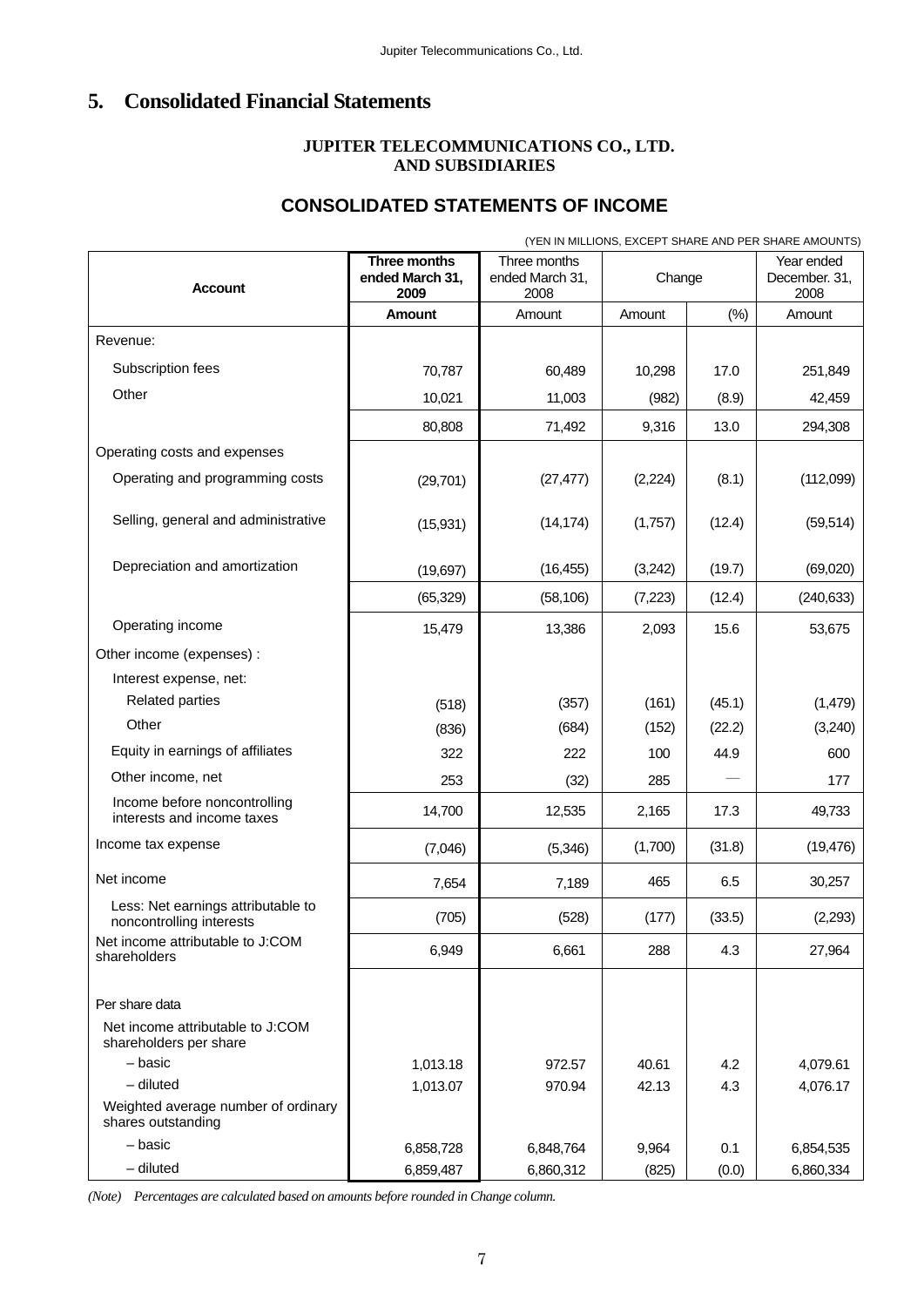## 5. Consolidated Financial Statements

**JUPITER TELECOMMUNICATIONS CO., LTD.**
**AND SUBSIDIARIES**

### CONSOLIDATED STATEMENTS OF INCOME

(YEN IN MILLIONS, EXCEPT SHARE AND PER SHARE AMOUNTS)

| Account | **Three months ended March 31, 2009** | Three months ended March 31, 2008 | Change | | Year ended December. 31, 2008 |
|---|---|---|---|---|---|
| | **Amount** | Amount | Amount | (%) | Amount |
| Revenue: | | | | | |
| Subscription fees | 70,787 | 60,489 | 10,298 | 17.0 | 251,849 |
| Other | 10,021 | 11,003 | (982) | (8.9) | 42,459 |
| | 80,808 | 71,492 | 9,316 | 13.0 | 294,308 |
| Operating costs and expenses | | | | | |
| Operating and programming costs | (29,701) | (27,477) | (2,224) | (8.1) | (112,099) |
| Selling, general and administrative | (15,931) | (14,174) | (1,757) | (12.4) | (59,514) |
| Depreciation and amortization | (19,697) | (16,455) | (3,242) | (19.7) | (69,020) |
| | (65,329) | (58,106) | (7,223) | (12.4) | (240,633) |
| Operating income | 15,479 | 13,386 | 2,093 | 15.6 | 53,675 |
| Other income (expenses) : | | | | | |
| Interest expense, net: | | | | | |
| Related parties | (518) | (357) | (161) | (45.1) | (1,479) |
| Other | (836) | (684) | (152) | (22.2) | (3,240) |
| Equity in earnings of affiliates | 322 | 222 | 100 | 44.9 | 600 |
| Other income, net | 253 | (32) | 285 | — | 177 |
| Income before noncontrolling interests and income taxes | 14,700 | 12,535 | 2,165 | 17.3 | 49,733 |
| Income tax expense | (7,046) | (5,346) | (1,700) | (31.8) | (19,476) |
| Net income | 7,654 | 7,189 | 465 | 6.5 | 30,257 |
| Less: Net earnings attributable to noncontrolling interests | (705) | (528) | (177) | (33.5) | (2,293) |
| Net income attributable to J:COM shareholders | 6,949 | 6,661 | 288 | 4.3 | 27,964 |
| | | | | | |
| Per share data | | | | | |
| Net income attributable to J:COM shareholders per share | | | | | |
| – basic | 1,013.18 | 972.57 | 40.61 | 4.2 | 4,079.61 |
| – diluted | 1,013.07 | 970.94 | 42.13 | 4.3 | 4,076.17 |
| Weighted average number of ordinary shares outstanding | | | | | |
| – basic | 6,858,728 | 6,848,764 | 9,964 | 0.1 | 6,854,535 |
| – diluted | 6,859,487 | 6,860,312 | (825) | (0.0) | 6,860,334 |

*(Note) Percentages are calculated based on amounts before rounded in Change column.*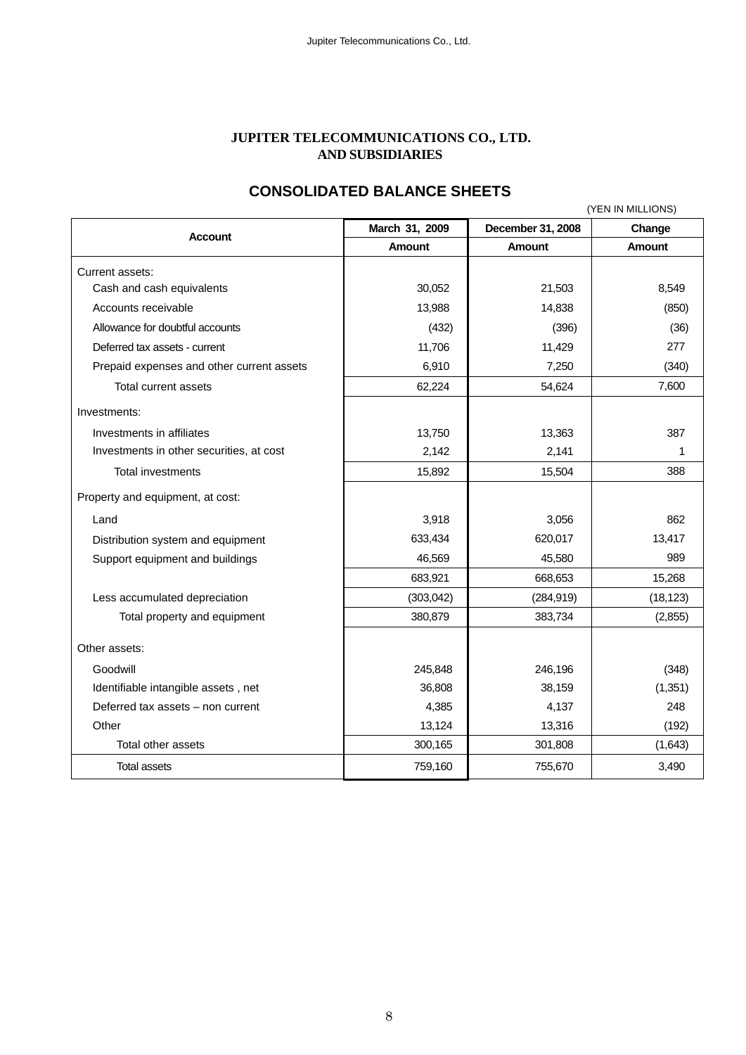# JUPITER TELECOMMUNICATIONS CO., LTD. AND SUBSIDIARIES

## CONSOLIDATED BALANCE SHEETS

(YEN IN MILLIONS)

| Account | March 31, 2009 | December 31, 2008 | Change |
|---|---|---|---|
| | Amount | Amount | Amount |
| Current assets: | | | |
| Cash and cash equivalents | 30,052 | 21,503 | 8,549 |
| Accounts receivable | 13,988 | 14,838 | (850) |
| Allowance for doubtful accounts | (432) | (396) | (36) |
| Deferred tax assets - current | 11,706 | 11,429 | 277 |
| Prepaid expenses and other current assets | 6,910 | 7,250 | (340) |
| Total current assets | 62,224 | 54,624 | 7,600 |
| Investments: | | | |
| Investments in affiliates | 13,750 | 13,363 | 387 |
| Investments in other securities, at cost | 2,142 | 2,141 | 1 |
| Total investments | 15,892 | 15,504 | 388 |
| Property and equipment, at cost: | | | |
| Land | 3,918 | 3,056 | 862 |
| Distribution system and equipment | 633,434 | 620,017 | 13,417 |
| Support equipment and buildings | 46,569 | 45,580 | 989 |
| | 683,921 | 668,653 | 15,268 |
| Less accumulated depreciation | (303,042) | (284,919) | (18,123) |
| Total property and equipment | 380,879 | 383,734 | (2,855) |
| Other assets: | | | |
| Goodwill | 245,848 | 246,196 | (348) |
| Identifiable intangible assets , net | 36,808 | 38,159 | (1,351) |
| Deferred tax assets – non current | 4,385 | 4,137 | 248 |
| Other | 13,124 | 13,316 | (192) |
| Total other assets | 300,165 | 301,808 | (1,643) |
| Total assets | 759,160 | 755,670 | 3,490 |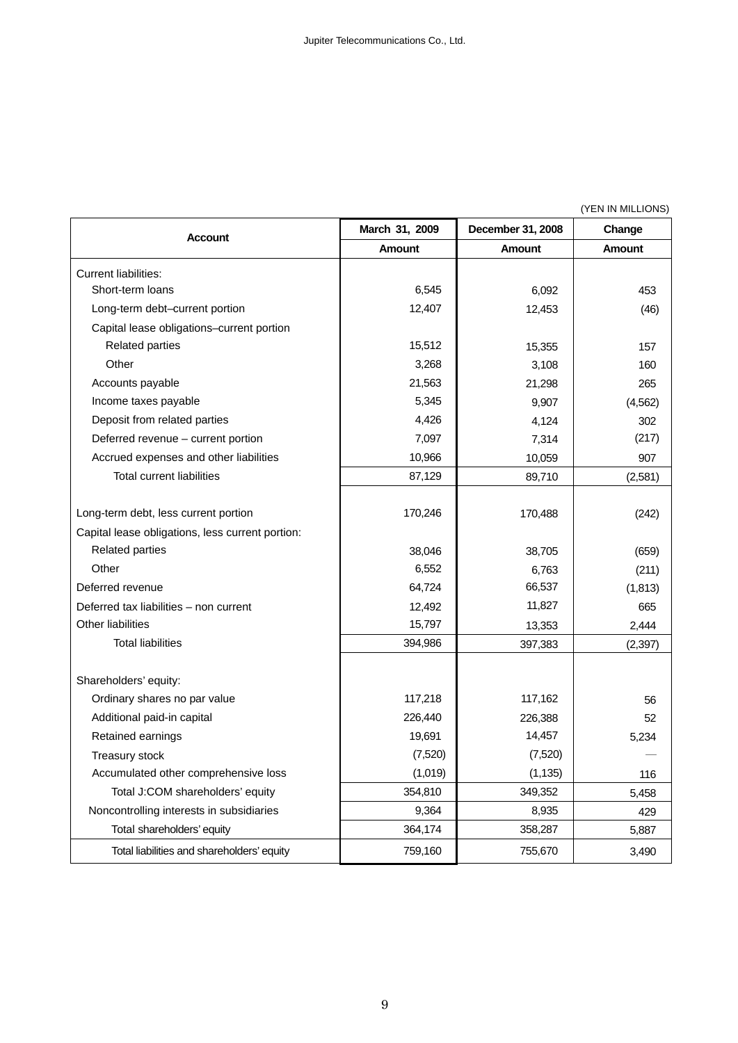(YEN IN MILLIONS)

| Account | March 31, 2009 | December 31, 2008 | Change |
|---|---|---|---|
| | Amount | Amount | Amount |
| Current liabilities: | | | |
| Short-term loans | 6,545 | 6,092 | 453 |
| Long-term debt–current portion | 12,407 | 12,453 | (46) |
| Capital lease obligations–current portion | | | |
| Related parties | 15,512 | 15,355 | 157 |
| Other | 3,268 | 3,108 | 160 |
| Accounts payable | 21,563 | 21,298 | 265 |
| Income taxes payable | 5,345 | 9,907 | (4,562) |
| Deposit from related parties | 4,426 | 4,124 | 302 |
| Deferred revenue – current portion | 7,097 | 7,314 | (217) |
| Accrued expenses and other liabilities | 10,966 | 10,059 | 907 |
| Total current liabilities | 87,129 | 89,710 | (2,581) |
| Long-term debt, less current portion | 170,246 | 170,488 | (242) |
| Capital lease obligations, less current portion: | | | |
| Related parties | 38,046 | 38,705 | (659) |
| Other | 6,552 | 6,763 | (211) |
| Deferred revenue | 64,724 | 66,537 | (1,813) |
| Deferred tax liabilities – non current | 12,492 | 11,827 | 665 |
| Other liabilities | 15,797 | 13,353 | 2,444 |
| Total liabilities | 394,986 | 397,383 | (2,397) |
| Shareholders' equity: | | | |
| Ordinary shares no par value | 117,218 | 117,162 | 56 |
| Additional paid-in capital | 226,440 | 226,388 | 52 |
| Retained earnings | 19,691 | 14,457 | 5,234 |
| Treasury stock | (7,520) | (7,520) | — |
| Accumulated other comprehensive loss | (1,019) | (1,135) | 116 |
| Total J:COM shareholders' equity | 354,810 | 349,352 | 5,458 |
| Noncontrolling interests in subsidiaries | 9,364 | 8,935 | 429 |
| Total shareholders' equity | 364,174 | 358,287 | 5,887 |
| Total liabilities and shareholders' equity | 759,160 | 755,670 | 3,490 |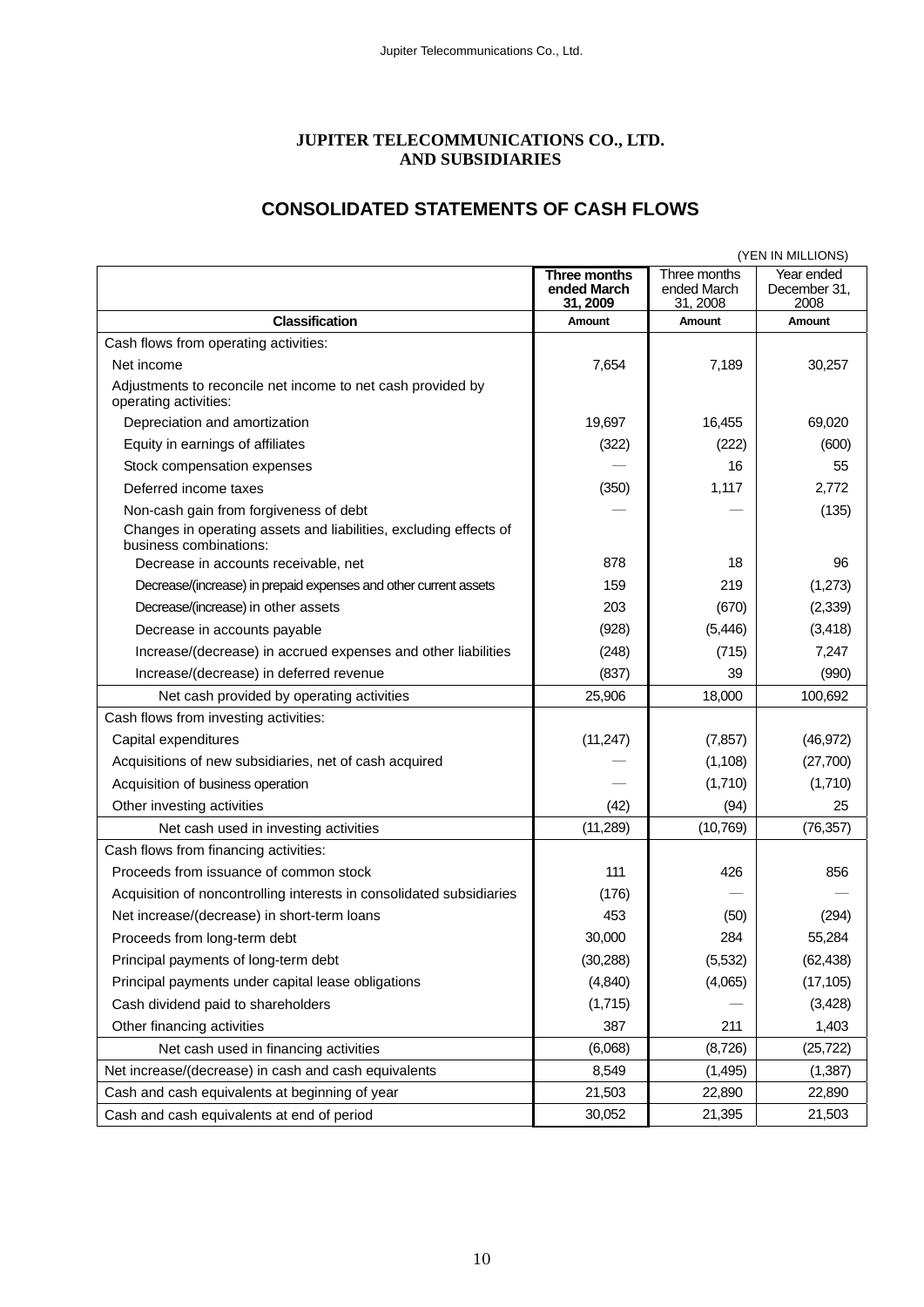# JUPITER TELECOMMUNICATIONS CO., LTD.
# AND SUBSIDIARIES

## CONSOLIDATED STATEMENTS OF CASH FLOWS

(YEN IN MILLIONS)

| | **Three months ended March 31, 2009** | Three months ended March 31, 2008 | Year ended December 31, 2008 |
|---|---|---|---|
| **Classification** | **Amount** | **Amount** | **Amount** |
| Cash flows from operating activities: | | | |
| Net income | 7,654 | 7,189 | 30,257 |
| Adjustments to reconcile net income to net cash provided by operating activities: | | | |
| Depreciation and amortization | 19,697 | 16,455 | 69,020 |
| Equity in earnings of affiliates | (322) | (222) | (600) |
| Stock compensation expenses | — | 16 | 55 |
| Deferred income taxes | (350) | 1,117 | 2,772 |
| Non-cash gain from forgiveness of debt | — | — | (135) |
| Changes in operating assets and liabilities, excluding effects of business combinations: | | | |
| Decrease in accounts receivable, net | 878 | 18 | 96 |
| Decrease/(increase) in prepaid expenses and other current assets | 159 | 219 | (1,273) |
| Decrease/(increase) in other assets | 203 | (670) | (2,339) |
| Decrease in accounts payable | (928) | (5,446) | (3,418) |
| Increase/(decrease) in accrued expenses and other liabilities | (248) | (715) | 7,247 |
| Increase/(decrease) in deferred revenue | (837) | 39 | (990) |
| Net cash provided by operating activities | 25,906 | 18,000 | 100,692 |
| Cash flows from investing activities: | | | |
| Capital expenditures | (11,247) | (7,857) | (46,972) |
| Acquisitions of new subsidiaries, net of cash acquired | — | (1,108) | (27,700) |
| Acquisition of business operation | — | (1,710) | (1,710) |
| Other investing activities | (42) | (94) | 25 |
| Net cash used in investing activities | (11,289) | (10,769) | (76,357) |
| Cash flows from financing activities: | | | |
| Proceeds from issuance of common stock | 111 | 426 | 856 |
| Acquisition of noncontrolling interests in consolidated subsidiaries | (176) | — | — |
| Net increase/(decrease) in short-term loans | 453 | (50) | (294) |
| Proceeds from long-term debt | 30,000 | 284 | 55,284 |
| Principal payments of long-term debt | (30,288) | (5,532) | (62,438) |
| Principal payments under capital lease obligations | (4,840) | (4,065) | (17,105) |
| Cash dividend paid to shareholders | (1,715) | — | (3,428) |
| Other financing activities | 387 | 211 | 1,403 |
| Net cash used in financing activities | (6,068) | (8,726) | (25,722) |
| Net increase/(decrease) in cash and cash equivalents | 8,549 | (1,495) | (1,387) |
| Cash and cash equivalents at beginning of year | 21,503 | 22,890 | 22,890 |
| Cash and cash equivalents at end of period | 30,052 | 21,395 | 21,503 |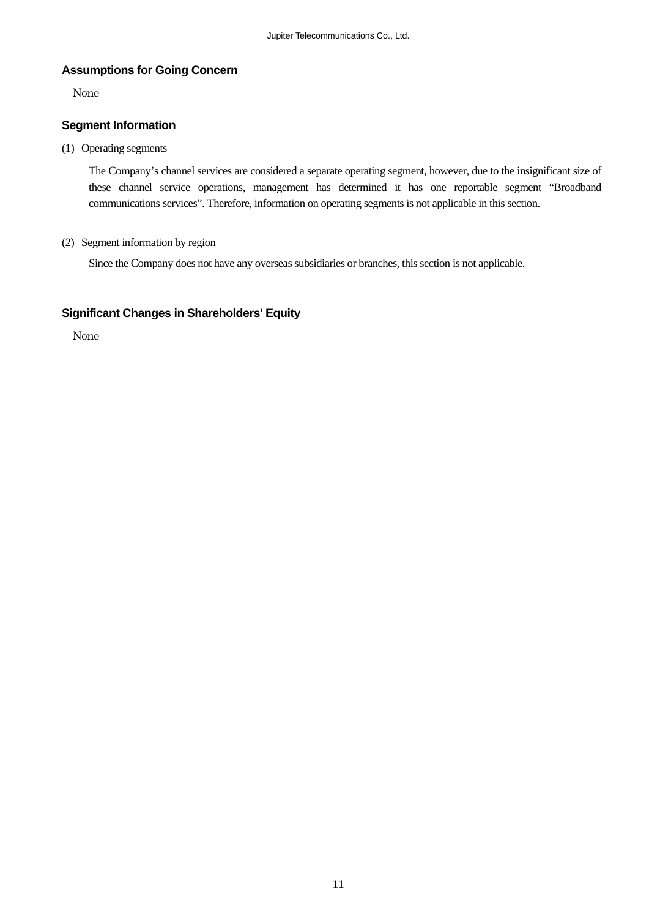## Assumptions for Going Concern

None

## Segment Information

(1) Operating segments

The Company's channel services are considered a separate operating segment, however, due to the insignificant size of these channel service operations, management has determined it has one reportable segment "Broadband communications services". Therefore, information on operating segments is not applicable in this section.

(2) Segment information by region

Since the Company does not have any overseas subsidiaries or branches, this section is not applicable.

## Significant Changes in Shareholders' Equity

None